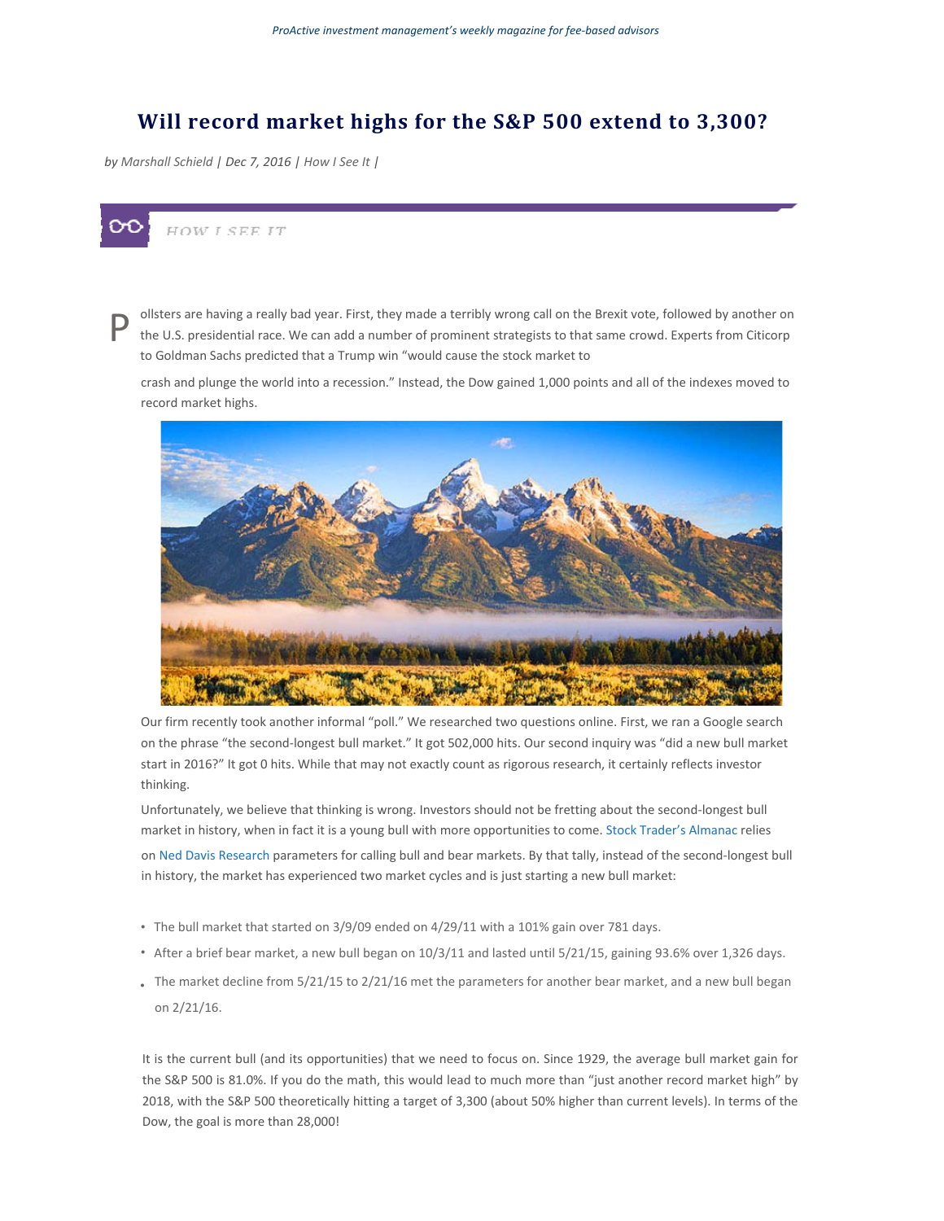*ProActive investment management's weekly magazine for fee-based advisors*

# Will record market highs for the S&P 500 extend to 3,300?

*by Marshall Schield | Dec 7, 2016 | How I See It |*

HOW I SEE IT

Pollsters are having a really bad year. First, they made a terribly wrong call on the Brexit vote, followed by another on the U.S. presidential race. We can add a number of prominent strategists to that same crowd. Experts from Citicorp to Goldman Sachs predicted that a Trump win "would cause the stock market to crash and plunge the world into a recession." Instead, the Dow gained 1,000 points and all of the indexes moved to record market highs.

Our firm recently took another informal "poll." We researched two questions online. First, we ran a Google search on the phrase "the second-longest bull market." It got 502,000 hits. Our second inquiry was "did a new bull market start in 2016?" It got 0 hits. While that may not exactly count as rigorous research, it certainly reflects investor thinking.

Unfortunately, we believe that thinking is wrong. Investors should not be fretting about the second-longest bull market in history, when in fact it is a young bull with more opportunities to come. Stock Trader's Almanac relies on Ned Davis Research parameters for calling bull and bear markets. By that tally, instead of the second-longest bull in history, the market has experienced two market cycles and is just starting a new bull market:

- The bull market that started on 3/9/09 ended on 4/29/11 with a 101% gain over 781 days.
- After a brief bear market, a new bull began on 10/3/11 and lasted until 5/21/15, gaining 93.6% over 1,326 days.
- The market decline from 5/21/15 to 2/21/16 met the parameters for another bear market, and a new bull began on 2/21/16.

It is the current bull (and its opportunities) that we need to focus on. Since 1929, the average bull market gain for the S&P 500 is 81.0%. If you do the math, this would lead to much more than "just another record market high" by 2018, with the S&P 500 theoretically hitting a target of 3,300 (about 50% higher than current levels). In terms of the Dow, the goal is more than 28,000!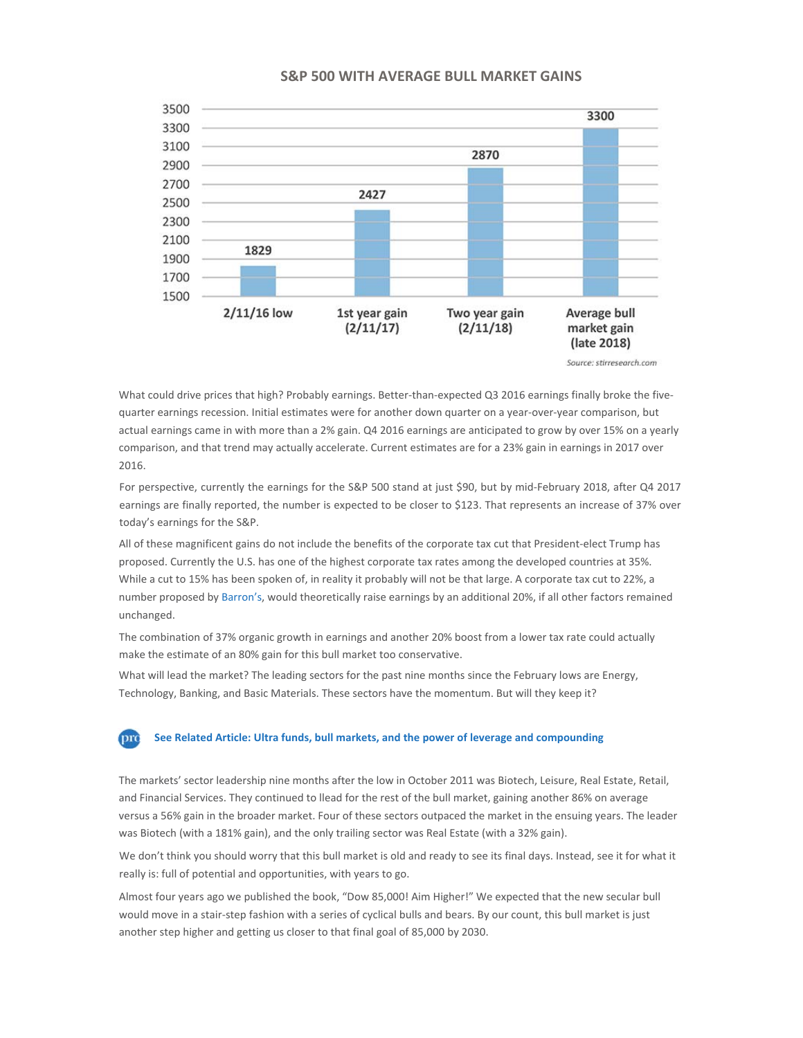## S&P 500 WITH AVERAGE BULL MARKET GAINS

| | 2/11/16 low | 1st year gain (2/11/17) | Two year gain (2/11/18) | Average bull market gain (late 2018) |
|---|---|---|---|---|
| S&P 500 | 1829 | 2427 | 2870 | 3300 |

*Source: stirresearch.com*

What could drive prices that high? Probably earnings. Better-than-expected Q3 2016 earnings finally broke the five-quarter earnings recession. Initial estimates were for another down quarter on a year-over-year comparison, but actual earnings came in with more than a 2% gain. Q4 2016 earnings are anticipated to grow by over 15% on a yearly comparison, and that trend may actually accelerate. Current estimates are for a 23% gain in earnings in 2017 over 2016.

For perspective, currently the earnings for the S&P 500 stand at just $90, but by mid-February 2018, after Q4 2017 earnings are finally reported, the number is expected to be closer to $123. That represents an increase of 37% over today's earnings for the S&P.

All of these magnificent gains do not include the benefits of the corporate tax cut that President-elect Trump has proposed. Currently the U.S. has one of the highest corporate tax rates among the developed countries at 35%. While a cut to 15% has been spoken of, in reality it probably will not be that large. A corporate tax cut to 22%, a number proposed by Barron's, would theoretically raise earnings by an additional 20%, if all other factors remained unchanged.

The combination of 37% organic growth in earnings and another 20% boost from a lower tax rate could actually make the estimate of an 80% gain for this bull market too conservative.

What will lead the market? The leading sectors for the past nine months since the February lows are Energy, Technology, Banking, and Basic Materials. These sectors have the momentum. But will they keep it?

**See Related Article: Ultra funds, bull markets, and the power of leverage and compounding**

The markets' sector leadership nine months after the low in October 2011 was Biotech, Leisure, Real Estate, Retail, and Financial Services. They continued to llead for the rest of the bull market, gaining another 86% on average versus a 56% gain in the broader market. Four of these sectors outpaced the market in the ensuing years. The leader was Biotech (with a 181% gain), and the only trailing sector was Real Estate (with a 32% gain).

We don't think you should worry that this bull market is old and ready to see its final days. Instead, see it for what it really is: full of potential and opportunities, with years to go.

Almost four years ago we published the book, "Dow 85,000! Aim Higher!" We expected that the new secular bull would move in a stair-step fashion with a series of cyclical bulls and bears. By our count, this bull market is just another step higher and getting us closer to that final goal of 85,000 by 2030.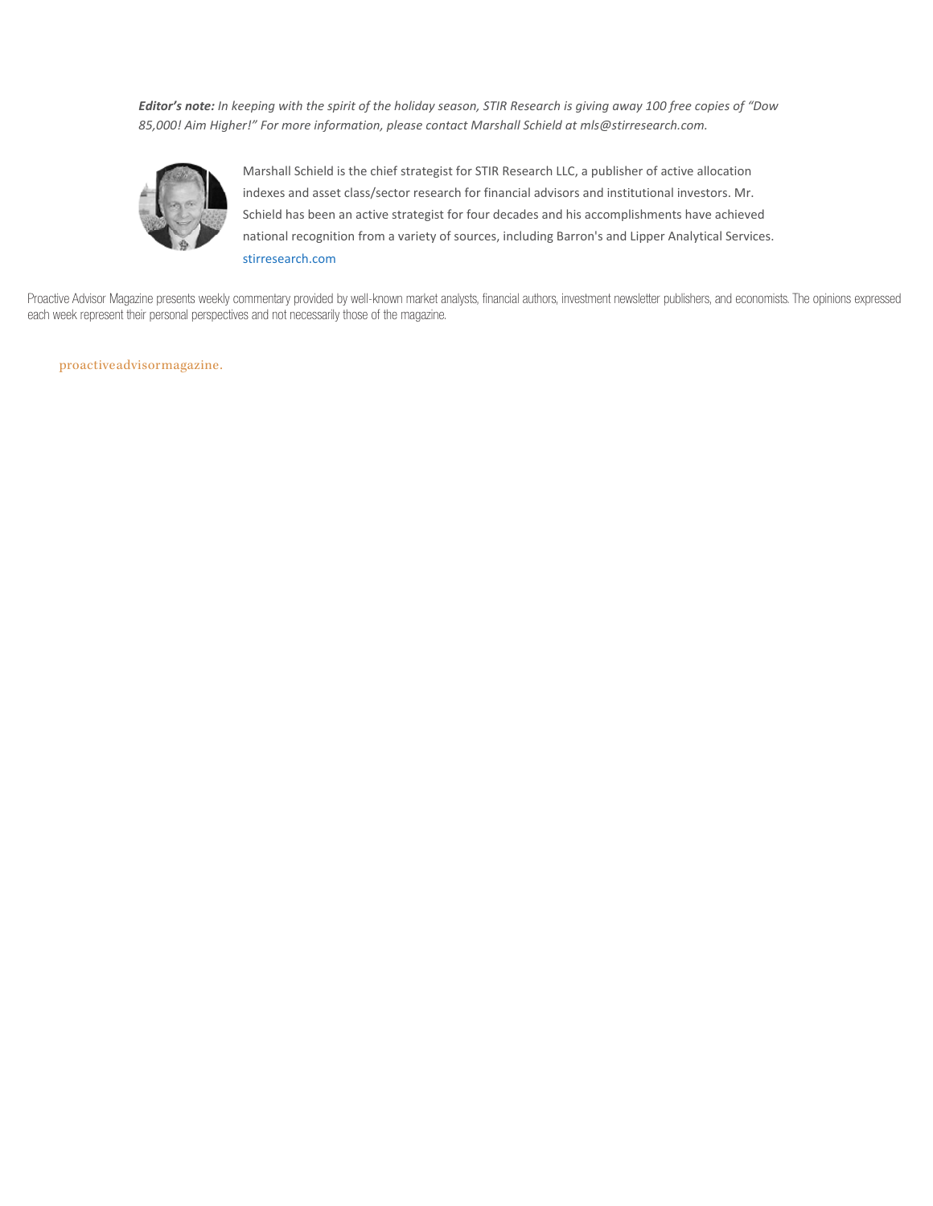***Editor's note:*** *In keeping with the spirit of the holiday season, STIR Research is giving away 100 free copies of "Dow 85,000! Aim Higher!" For more information, please contact Marshall Schield at mls@stirresearch.com.*

Marshall Schield is the chief strategist for STIR Research LLC, a publisher of active allocation indexes and asset class/sector research for financial advisors and institutional investors. Mr. Schield has been an active strategist for four decades and his accomplishments have achieved national recognition from a variety of sources, including Barron's and Lipper Analytical Services.

stirresearch.com

Proactive Advisor Magazine presents weekly commentary provided by well-known market analysts, financial authors, investment newsletter publishers, and economists. The opinions expressed each week represent their personal perspectives and not necessarily those of the magazine.

proactiveadvisormagazine.